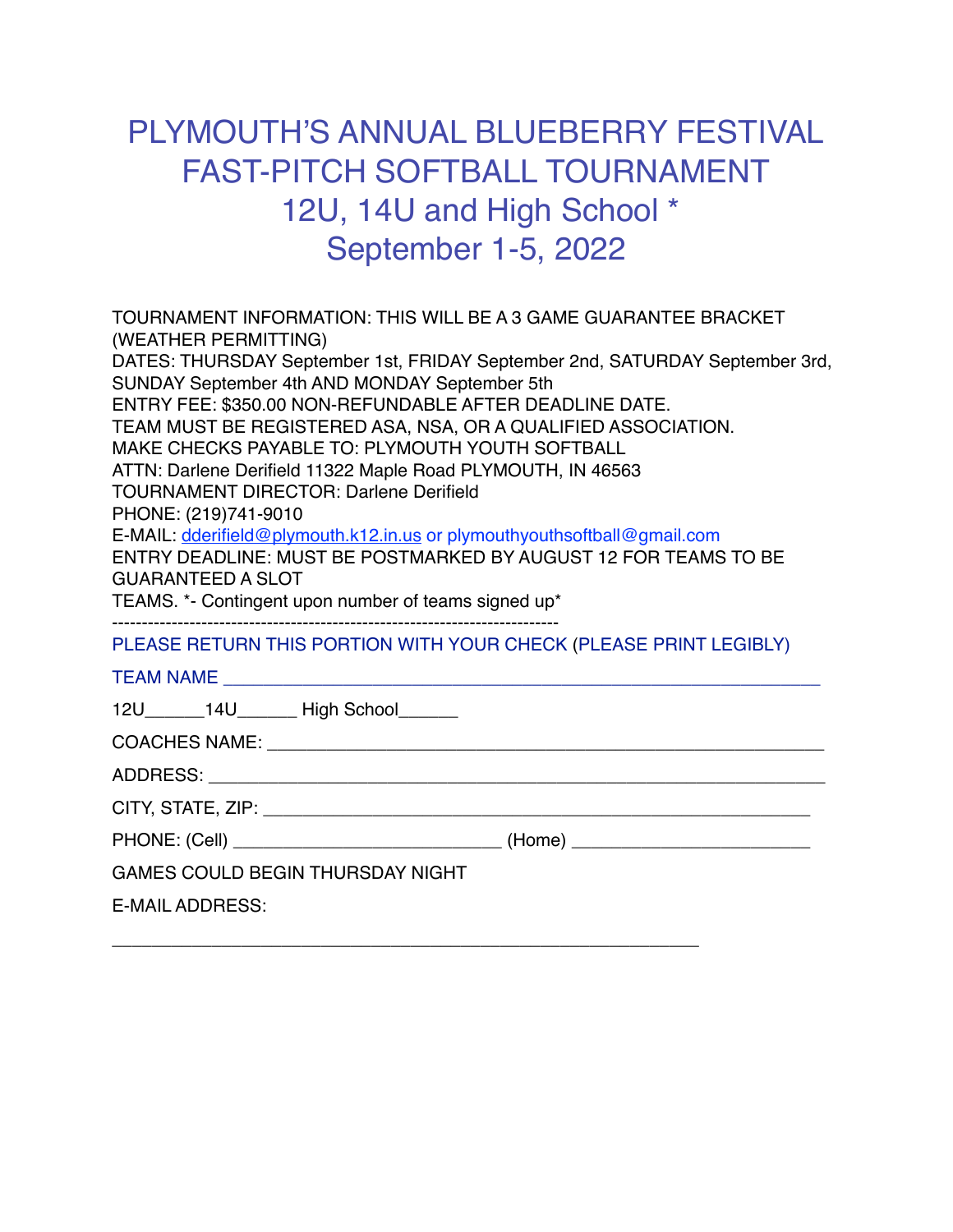# PLYMOUTH'S ANNUAL BLUEBERRY FESTIVAL FAST-PITCH SOFTBALL TOURNAMENT
## 12U, 14U and High School *
## September 1-5, 2022

TOURNAMENT INFORMATION: THIS WILL BE A 3 GAME GUARANTEE BRACKET (WEATHER PERMITTING)
DATES: THURSDAY September 1st, FRIDAY September 2nd, SATURDAY September 3rd, SUNDAY September 4th AND MONDAY September 5th
ENTRY FEE: $350.00 NON-REFUNDABLE AFTER DEADLINE DATE.
TEAM MUST BE REGISTERED ASA, NSA, OR A QUALIFIED ASSOCIATION.
MAKE CHECKS PAYABLE TO: PLYMOUTH YOUTH SOFTBALL
ATTN: Darlene Derifield 11322 Maple Road PLYMOUTH, IN 46563
TOURNAMENT DIRECTOR: Darlene Derifield
PHONE: (219)741-9010
E-MAIL: dderifield@plymouth.k12.in.us or plymouthyouthsoftball@gmail.com
ENTRY DEADLINE: MUST BE POSTMARKED BY AUGUST 12 FOR TEAMS TO BE GUARANTEED A SLOT
TEAMS. *- Contingent upon number of teams signed up*

---------------------------------------------------------------------------

PLEASE RETURN THIS PORTION WITH YOUR CHECK (PLEASE PRINT LEGIBLY)

TEAM NAME ____________________________________________________________

12U______14U______ High School______

COACHES NAME: ________________________________________________________

ADDRESS: ____________________________________________________________

CITY, STATE, ZIP: _____________________________________________________

PHONE: (Cell) ___________________________ (Home) ______________________

GAMES COULD BEGIN THURSDAY NIGHT

E-MAIL ADDRESS:

____________________________________________________________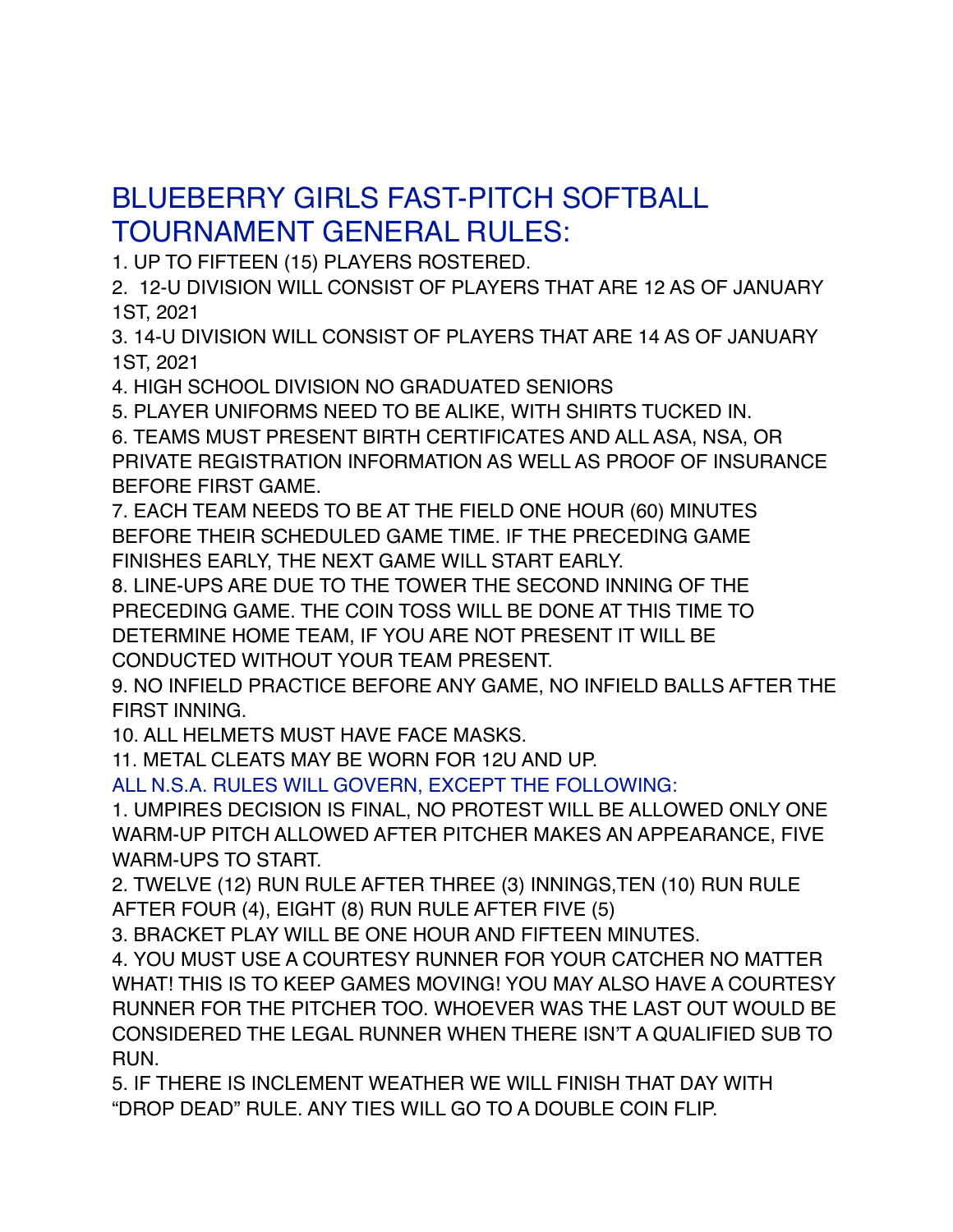# BLUEBERRY GIRLS FAST-PITCH SOFTBALL TOURNAMENT GENERAL RULES:

1. UP TO FIFTEEN (15) PLAYERS ROSTERED.
2. 12-U DIVISION WILL CONSIST OF PLAYERS THAT ARE 12 AS OF JANUARY 1ST, 2021
3. 14-U DIVISION WILL CONSIST OF PLAYERS THAT ARE 14 AS OF JANUARY 1ST, 2021
4. HIGH SCHOOL DIVISION NO GRADUATED SENIORS
5. PLAYER UNIFORMS NEED TO BE ALIKE, WITH SHIRTS TUCKED IN.
6. TEAMS MUST PRESENT BIRTH CERTIFICATES AND ALL ASA, NSA, OR PRIVATE REGISTRATION INFORMATION AS WELL AS PROOF OF INSURANCE BEFORE FIRST GAME.
7. EACH TEAM NEEDS TO BE AT THE FIELD ONE HOUR (60) MINUTES BEFORE THEIR SCHEDULED GAME TIME. IF THE PRECEDING GAME FINISHES EARLY, THE NEXT GAME WILL START EARLY.
8. LINE-UPS ARE DUE TO THE TOWER THE SECOND INNING OF THE PRECEDING GAME. THE COIN TOSS WILL BE DONE AT THIS TIME TO DETERMINE HOME TEAM, IF YOU ARE NOT PRESENT IT WILL BE CONDUCTED WITHOUT YOUR TEAM PRESENT.
9. NO INFIELD PRACTICE BEFORE ANY GAME, NO INFIELD BALLS AFTER THE FIRST INNING.
10. ALL HELMETS MUST HAVE FACE MASKS.
11. METAL CLEATS MAY BE WORN FOR 12U AND UP.

## ALL N.S.A. RULES WILL GOVERN, EXCEPT THE FOLLOWING:

1. UMPIRES DECISION IS FINAL, NO PROTEST WILL BE ALLOWED ONLY ONE WARM-UP PITCH ALLOWED AFTER PITCHER MAKES AN APPEARANCE, FIVE WARM-UPS TO START.
2. TWELVE (12) RUN RULE AFTER THREE (3) INNINGS,TEN (10) RUN RULE AFTER FOUR (4), EIGHT (8) RUN RULE AFTER FIVE (5)
3. BRACKET PLAY WILL BE ONE HOUR AND FIFTEEN MINUTES.
4. YOU MUST USE A COURTESY RUNNER FOR YOUR CATCHER NO MATTER WHAT! THIS IS TO KEEP GAMES MOVING! YOU MAY ALSO HAVE A COURTESY RUNNER FOR THE PITCHER TOO. WHOEVER WAS THE LAST OUT WOULD BE CONSIDERED THE LEGAL RUNNER WHEN THERE ISN'T A QUALIFIED SUB TO RUN.
5. IF THERE IS INCLEMENT WEATHER WE WILL FINISH THAT DAY WITH "DROP DEAD" RULE. ANY TIES WILL GO TO A DOUBLE COIN FLIP.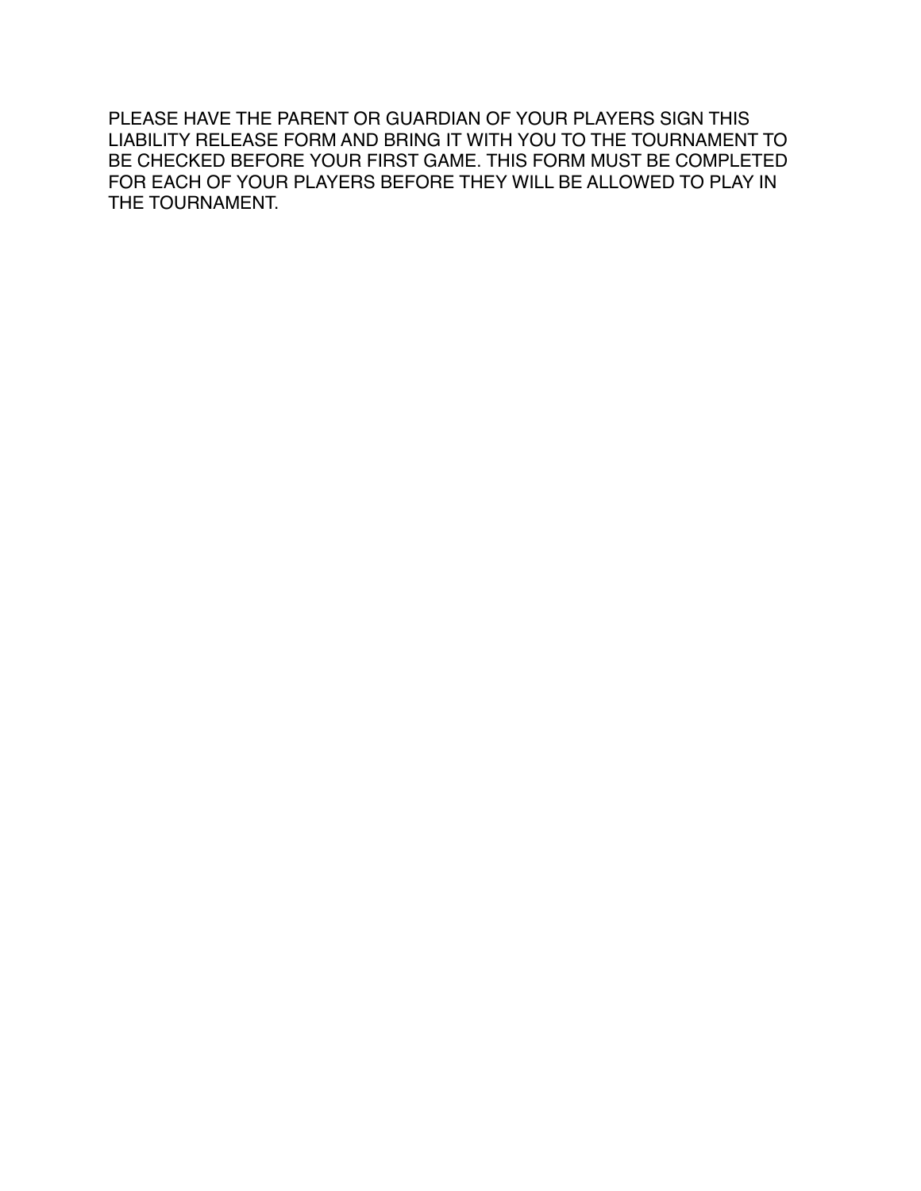PLEASE HAVE THE PARENT OR GUARDIAN OF YOUR PLAYERS SIGN THIS LIABILITY RELEASE FORM AND BRING IT WITH YOU TO THE TOURNAMENT TO BE CHECKED BEFORE YOUR FIRST GAME. THIS FORM MUST BE COMPLETED FOR EACH OF YOUR PLAYERS BEFORE THEY WILL BE ALLOWED TO PLAY IN THE TOURNAMENT.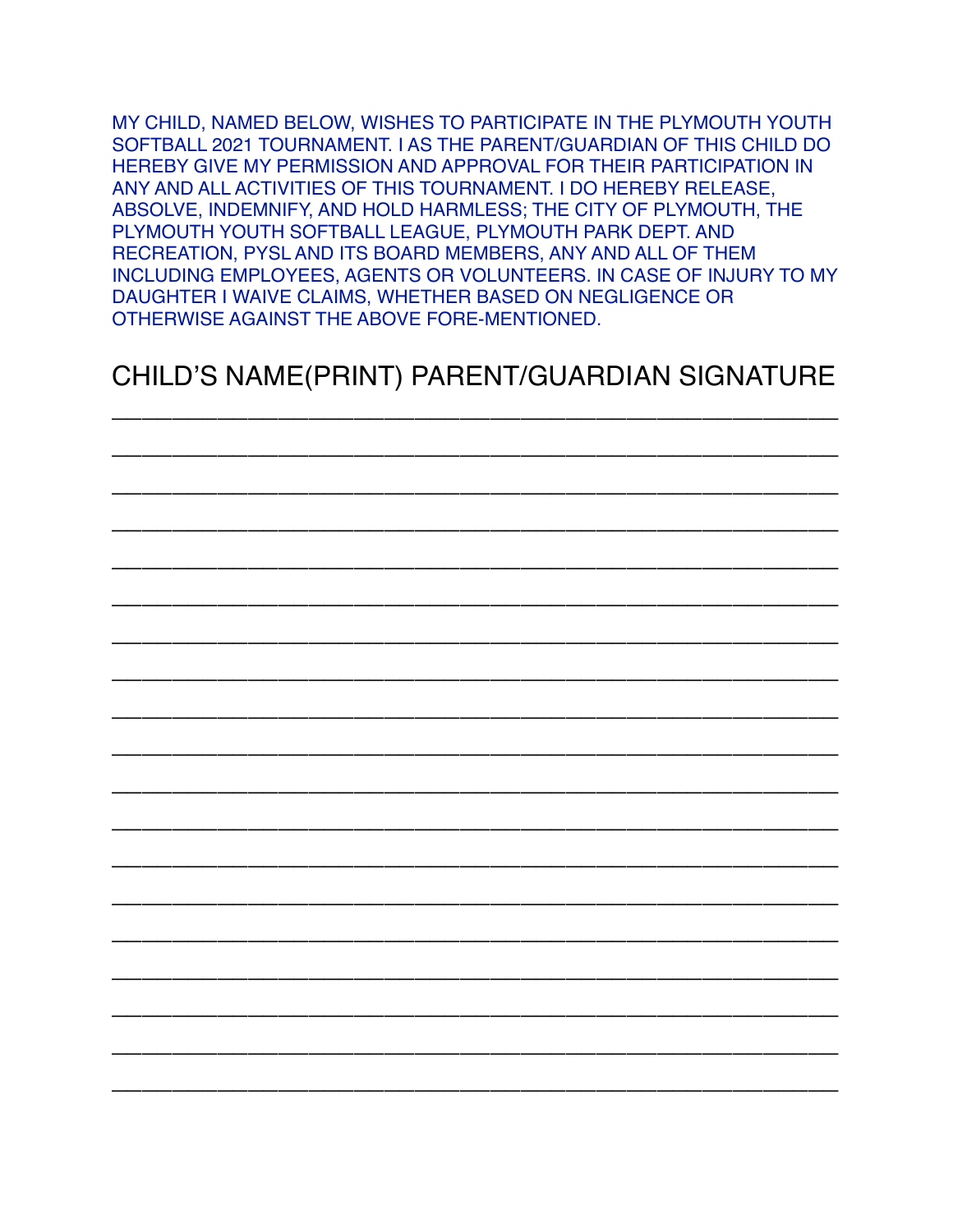MY CHILD, NAMED BELOW, WISHES TO PARTICIPATE IN THE PLYMOUTH YOUTH SOFTBALL 2021 TOURNAMENT. I AS THE PARENT/GUARDIAN OF THIS CHILD DO HEREBY GIVE MY PERMISSION AND APPROVAL FOR THEIR PARTICIPATION IN ANY AND ALL ACTIVITIES OF THIS TOURNAMENT. I DO HEREBY RELEASE, ABSOLVE, INDEMNIFY, AND HOLD HARMLESS; THE CITY OF PLYMOUTH, THE PLYMOUTH YOUTH SOFTBALL LEAGUE, PLYMOUTH PARK DEPT. AND RECREATION, PYSL AND ITS BOARD MEMBERS, ANY AND ALL OF THEM INCLUDING EMPLOYEES, AGENTS OR VOLUNTEERS. IN CASE OF INJURY TO MY DAUGHTER I WAIVE CLAIMS, WHETHER BASED ON NEGLIGENCE OR OTHERWISE AGAINST THE ABOVE FORE-MENTIONED.

CHILD'S NAME(PRINT) PARENT/GUARDIAN SIGNATURE

___________________________________________________________

___________________________________________________________

___________________________________________________________

___________________________________________________________

___________________________________________________________

___________________________________________________________

___________________________________________________________

___________________________________________________________

___________________________________________________________

___________________________________________________________

___________________________________________________________

___________________________________________________________

___________________________________________________________

___________________________________________________________

___________________________________________________________

___________________________________________________________

___________________________________________________________

___________________________________________________________

___________________________________________________________